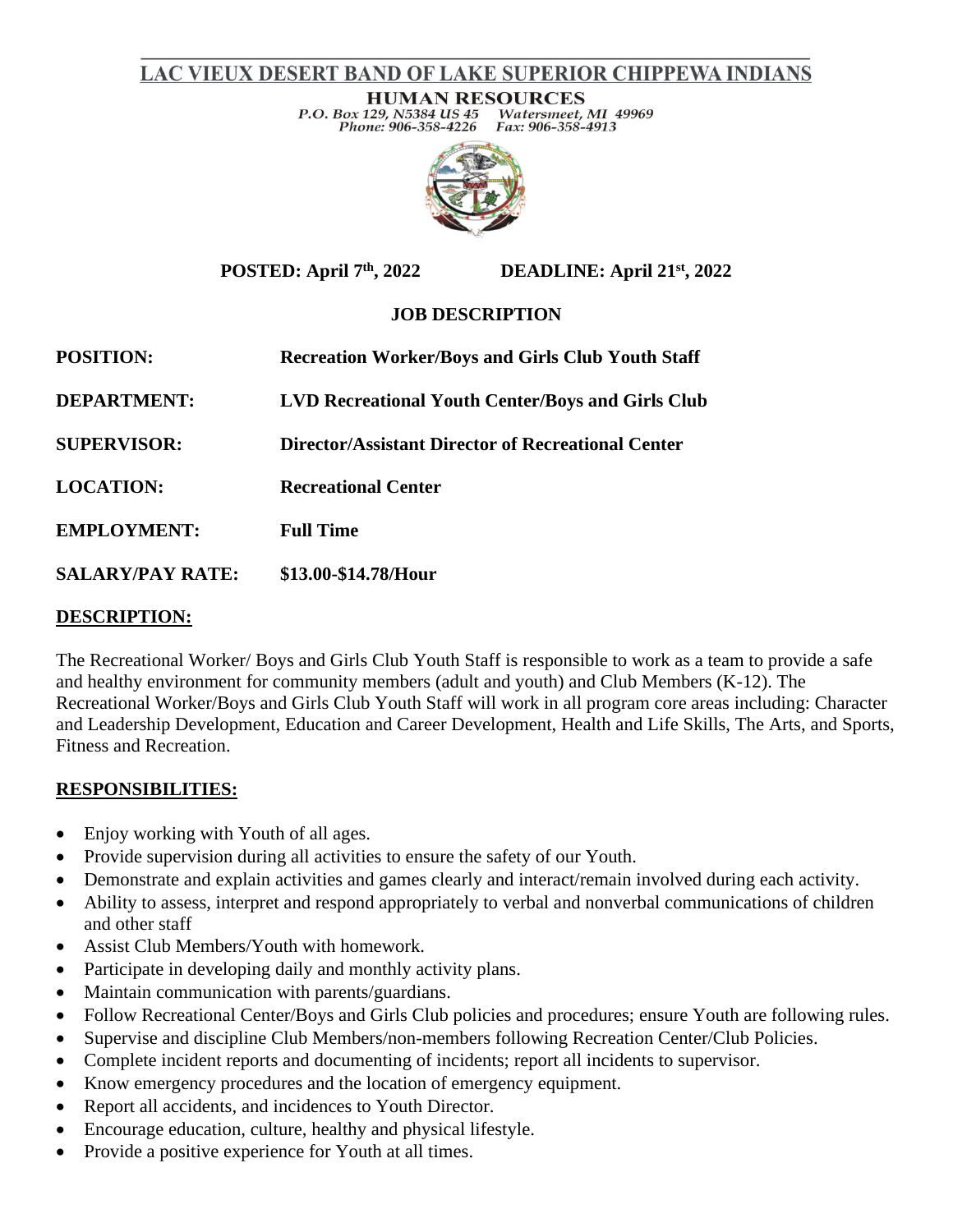# LAC VIEUX DESERT BAND OF LAKE SUPERIOR CHIPPEWA INDIANS

**HUMAN RESOURCES**
*P.O. Box 129, N5384 US 45 Watersmeet, MI 49969*
*Phone: 906-358-4226 Fax: 906-358-4913*

**POSTED: April 7th, 2022** **DEADLINE: April 21st, 2022**

## JOB DESCRIPTION

**POSITION:** **Recreation Worker/Boys and Girls Club Youth Staff**

**DEPARTMENT:** **LVD Recreational Youth Center/Boys and Girls Club**

**SUPERVISOR:** **Director/Assistant Director of Recreational Center**

**LOCATION:** **Recreational Center**

**EMPLOYMENT:** **Full Time**

**SALARY/PAY RATE:** **$13.00-$14.78/Hour**

## DESCRIPTION:

The Recreational Worker/ Boys and Girls Club Youth Staff is responsible to work as a team to provide a safe and healthy environment for community members (adult and youth) and Club Members (K-12). The Recreational Worker/Boys and Girls Club Youth Staff will work in all program core areas including: Character and Leadership Development, Education and Career Development, Health and Life Skills, The Arts, and Sports, Fitness and Recreation.

## RESPONSIBILITIES:

- Enjoy working with Youth of all ages.
- Provide supervision during all activities to ensure the safety of our Youth.
- Demonstrate and explain activities and games clearly and interact/remain involved during each activity.
- Ability to assess, interpret and respond appropriately to verbal and nonverbal communications of children and other staff
- Assist Club Members/Youth with homework.
- Participate in developing daily and monthly activity plans.
- Maintain communication with parents/guardians.
- Follow Recreational Center/Boys and Girls Club policies and procedures; ensure Youth are following rules.
- Supervise and discipline Club Members/non-members following Recreation Center/Club Policies.
- Complete incident reports and documenting of incidents; report all incidents to supervisor.
- Know emergency procedures and the location of emergency equipment.
- Report all accidents, and incidences to Youth Director.
- Encourage education, culture, healthy and physical lifestyle.
- Provide a positive experience for Youth at all times.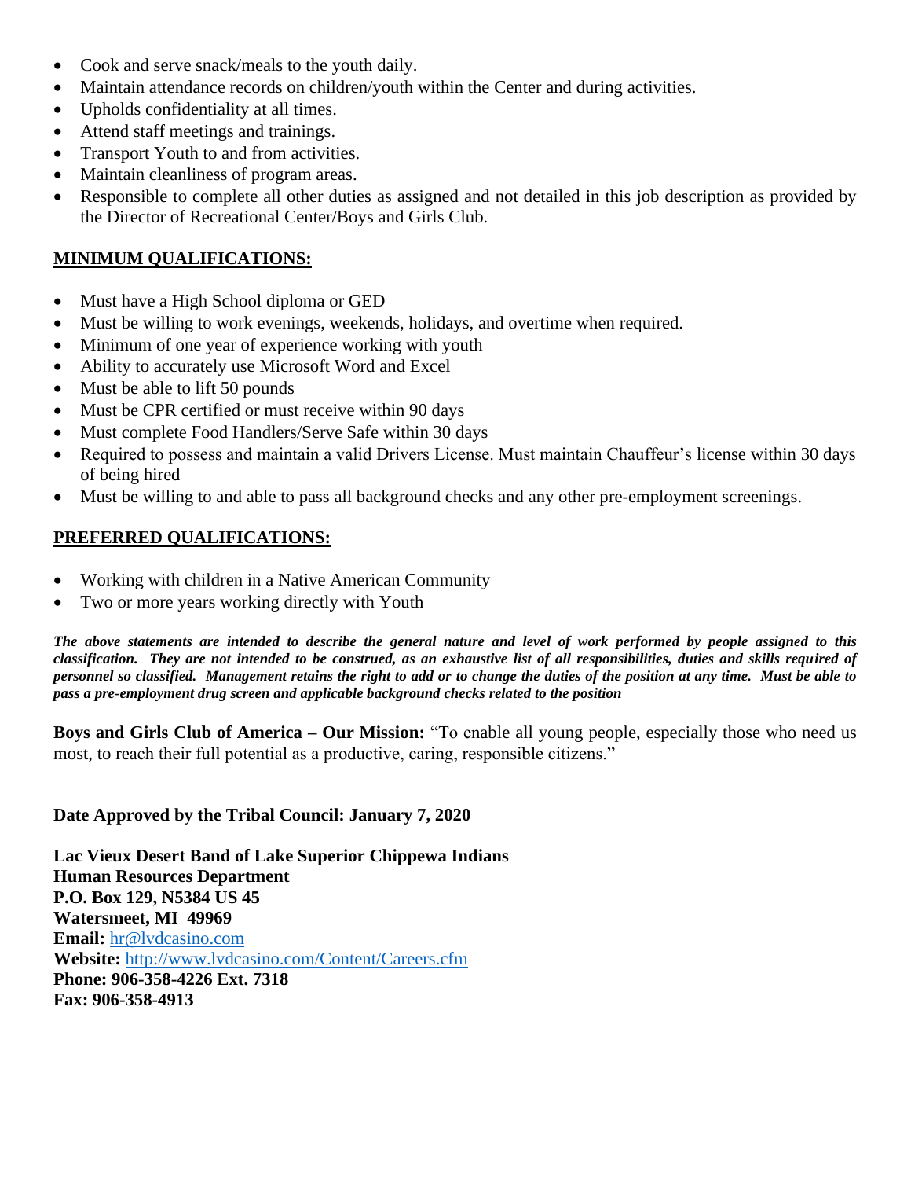- Cook and serve snack/meals to the youth daily.
- Maintain attendance records on children/youth within the Center and during activities.
- Upholds confidentiality at all times.
- Attend staff meetings and trainings.
- Transport Youth to and from activities.
- Maintain cleanliness of program areas.
- Responsible to complete all other duties as assigned and not detailed in this job description as provided by the Director of Recreational Center/Boys and Girls Club.

**MINIMUM QUALIFICATIONS:**

- Must have a High School diploma or GED
- Must be willing to work evenings, weekends, holidays, and overtime when required.
- Minimum of one year of experience working with youth
- Ability to accurately use Microsoft Word and Excel
- Must be able to lift 50 pounds
- Must be CPR certified or must receive within 90 days
- Must complete Food Handlers/Serve Safe within 30 days
- Required to possess and maintain a valid Drivers License. Must maintain Chauffeur's license within 30 days of being hired
- Must be willing to and able to pass all background checks and any other pre-employment screenings.

**PREFERRED QUALIFICATIONS:**

- Working with children in a Native American Community
- Two or more years working directly with Youth

***The above statements are intended to describe the general nature and level of work performed by people assigned to this classification. They are not intended to be construed, as an exhaustive list of all responsibilities, duties and skills required of personnel so classified. Management retains the right to add or to change the duties of the position at any time. Must be able to pass a pre-employment drug screen and applicable background checks related to the position***

**Boys and Girls Club of America – Our Mission:** "To enable all young people, especially those who need us most, to reach their full potential as a productive, caring, responsible citizens."

**Date Approved by the Tribal Council: January 7, 2020**

**Lac Vieux Desert Band of Lake Superior Chippewa Indians**
**Human Resources Department**
**P.O. Box 129, N5384 US 45**
**Watersmeet, MI 49969**
**Email:** hr@lvdcasino.com
**Website:** http://www.lvdcasino.com/Content/Careers.cfm
**Phone: 906-358-4226 Ext. 7318**
**Fax: 906-358-4913**